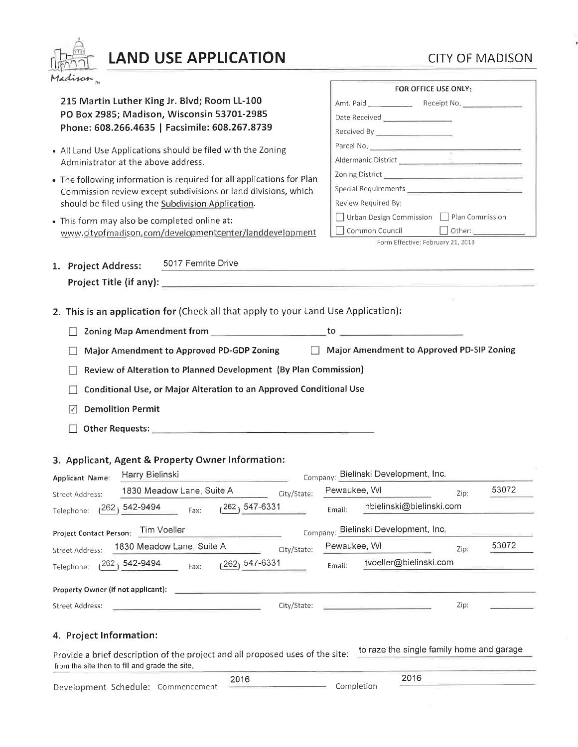# LAND USE APPLICATION

CITY OF MADISON

**215 Martin Luther King Jr. Blvd; Room LL-100**
**PO Box 2985; Madison, Wisconsin 53701-2985**
**Phone: 608.266.4635 | Facsimile: 608.267.8739**

- All Land Use Applications should be filed with the Zoning Administrator at the above address.
- The following information is required for all applications for Plan Commission review except subdivisions or land divisions, which should be filed using the Subdivision Application.
- This form may also be completed online at: www.cityofmadison.com/developmentcenter/landdevelopment

| FOR OFFICE USE ONLY: | |
|---|---|
| Amt. Paid ______ | Receipt No. ______ |
| Date Received ______ | |
| Received By ______ | |
| Parcel No. ______ | |
| Aldermanic District ______ | |
| Zoning District ______ | |
| Special Requirements ______ | |
| Review Required By: | |
| ☐ Urban Design Commission | ☐ Plan Commission |
| ☐ Common Council | ☐ Other: ______ |

Form Effective: February 21, 2013

**1. Project Address:** 5017 Femrite Drive

**Project Title (if any):** ______

**2. This is an application for** (Check all that apply to your Land Use Application):

- ☐ **Zoning Map Amendment from** ______ to ______
- ☐ **Major Amendment to Approved PD-GDP Zoning**
- ☐ **Major Amendment to Approved PD-SIP Zoning**
- ☐ **Review of Alteration to Planned Development (By Plan Commission)**
- ☐ **Conditional Use, or Major Alteration to an Approved Conditional Use**
- ☑ **Demolition Permit**
- ☐ **Other Requests:** ______

**3. Applicant, Agent & Property Owner Information:**

Applicant Name: Harry Bielinski | Company: Bielinski Development, Inc.
Street Address: 1830 Meadow Lane, Suite A | City/State: Pewaukee, WI | Zip: 53072
Telephone: (262) 542-9494 | Fax: (262) 547-6331 | Email: hbielinski@bielinski.com

Project Contact Person: Tim Voeller | Company: Bielinski Development, Inc.
Street Address: 1830 Meadow Lane, Suite A | City/State: Pewaukee, WI | Zip: 53072
Telephone: (262) 542-9494 | Fax: (262) 547-6331 | Email: tvoeller@bielinski.com

Property Owner (if not applicant): ______
Street Address: ______ | City/State: ______ | Zip: ______

**4. Project Information:**

Provide a brief description of the project and all proposed uses of the site: to raze the single family home and garage from the site then to fill and grade the site.

Development Schedule: Commencement 2016 | Completion 2016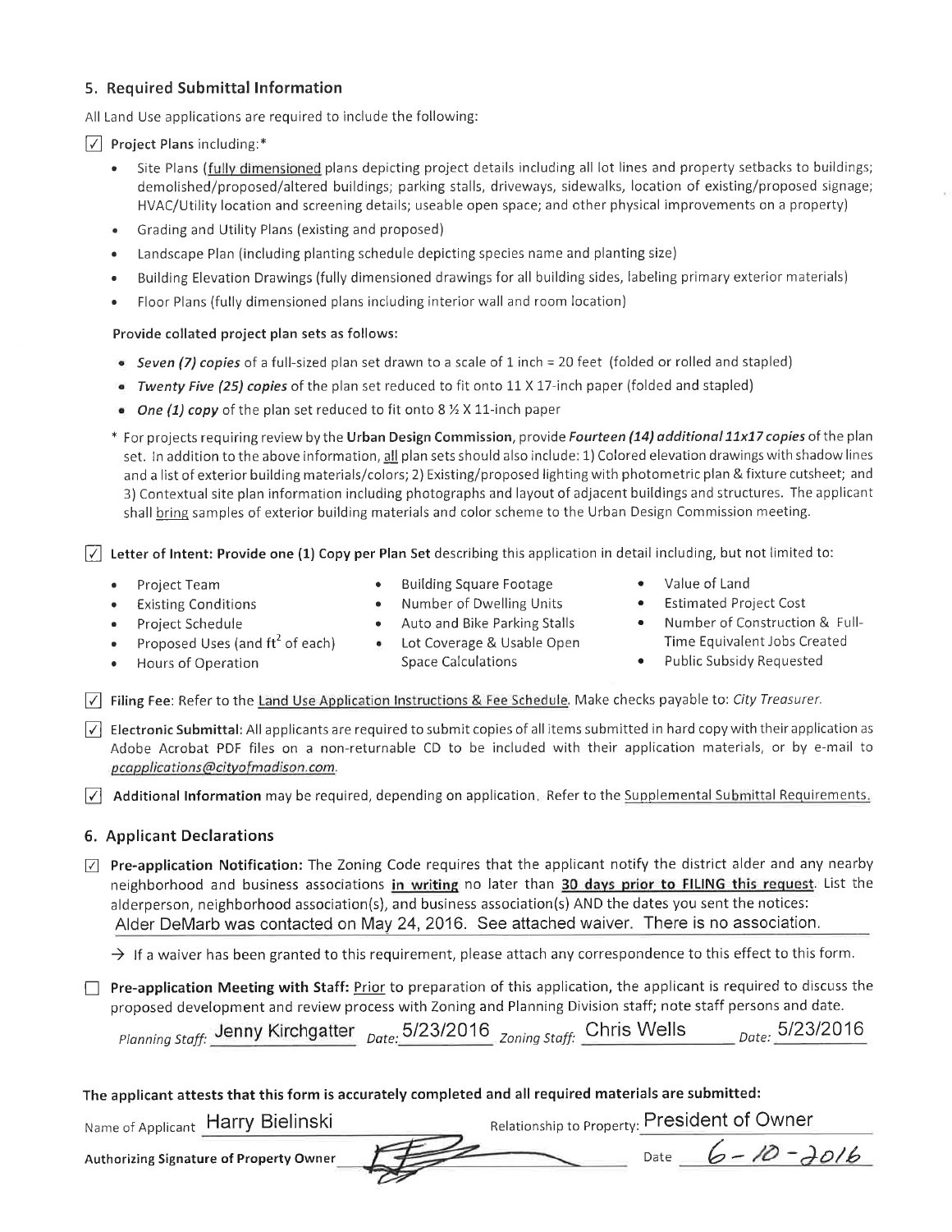## 5. Required Submittal Information

All Land Use applications are required to include the following:

☑ **Project Plans** including:*

- Site Plans (fully dimensioned plans depicting project details including all lot lines and property setbacks to buildings; demolished/proposed/altered buildings; parking stalls, driveways, sidewalks, location of existing/proposed signage; HVAC/Utility location and screening details; useable open space; and other physical improvements on a property)
- Grading and Utility Plans (existing and proposed)
- Landscape Plan (including planting schedule depicting species name and planting size)
- Building Elevation Drawings (fully dimensioned drawings for all building sides, labeling primary exterior materials)
- Floor Plans (fully dimensioned plans including interior wall and room location)

**Provide collated project plan sets as follows:**

- ***Seven (7) copies*** of a full-sized plan set drawn to a scale of 1 inch = 20 feet (folded or rolled and stapled)
- ***Twenty Five (25) copies*** of the plan set reduced to fit onto 11 X 17-inch paper (folded and stapled)
- ***One (1) copy*** of the plan set reduced to fit onto 8 ½ X 11-inch paper

\* For projects requiring review by the **Urban Design Commission**, provide ***Fourteen (14) additional 11x17 copies*** of the plan set. In addition to the above information, all plan sets should also include: 1) Colored elevation drawings with shadow lines and a list of exterior building materials/colors; 2) Existing/proposed lighting with photometric plan & fixture cutsheet; and 3) Contextual site plan information including photographs and layout of adjacent buildings and structures. The applicant shall bring samples of exterior building materials and color scheme to the Urban Design Commission meeting.

☑ **Letter of Intent: Provide one (1) Copy per Plan Set** describing this application in detail including, but not limited to:

- Project Team
- Existing Conditions
- Project Schedule
- Proposed Uses (and ft² of each)
- Hours of Operation
- Building Square Footage
- Number of Dwelling Units
- Auto and Bike Parking Stalls
- Lot Coverage & Usable Open Space Calculations
- Value of Land
- Estimated Project Cost
- Number of Construction & Full-Time Equivalent Jobs Created
- Public Subsidy Requested

☑ **Filing Fee**: Refer to the Land Use Application Instructions & Fee Schedule. Make checks payable to: *City Treasurer.*

☑ **Electronic Submittal**: All applicants are required to submit copies of all items submitted in hard copy with their application as Adobe Acrobat PDF files on a non-returnable CD to be included with their application materials, or by e-mail to *pcapplications@cityofmadison.com*.

☑ **Additional Information** may be required, depending on application. Refer to the Supplemental Submittal Requirements.

## 6. Applicant Declarations

☑ **Pre-application Notification:** The Zoning Code requires that the applicant notify the district alder and any nearby neighborhood and business associations **in writing** no later than **30 days prior to FILING this request**. List the alderperson, neighborhood association(s), and business association(s) AND the dates you sent the notices:
Alder DeMarb was contacted on May 24, 2016. See attached waiver. There is no association.

→ If a waiver has been granted to this requirement, please attach any correspondence to this effect to this form.

☐ **Pre-application Meeting with Staff:** Prior to preparation of this application, the applicant is required to discuss the proposed development and review process with Zoning and Planning Division staff; note staff persons and date.

*Planning Staff:* Jenny Kirchgatter *Date:* 5/23/2016 *Zoning Staff:* Chris Wells *Date:* 5/23/2016

**The applicant attests that this form is accurately completed and all required materials are submitted:**

Name of Applicant: Harry Bielinski Relationship to Property: President of Owner

**Authorizing Signature of Property Owner** [signature] Date 6-10-2016